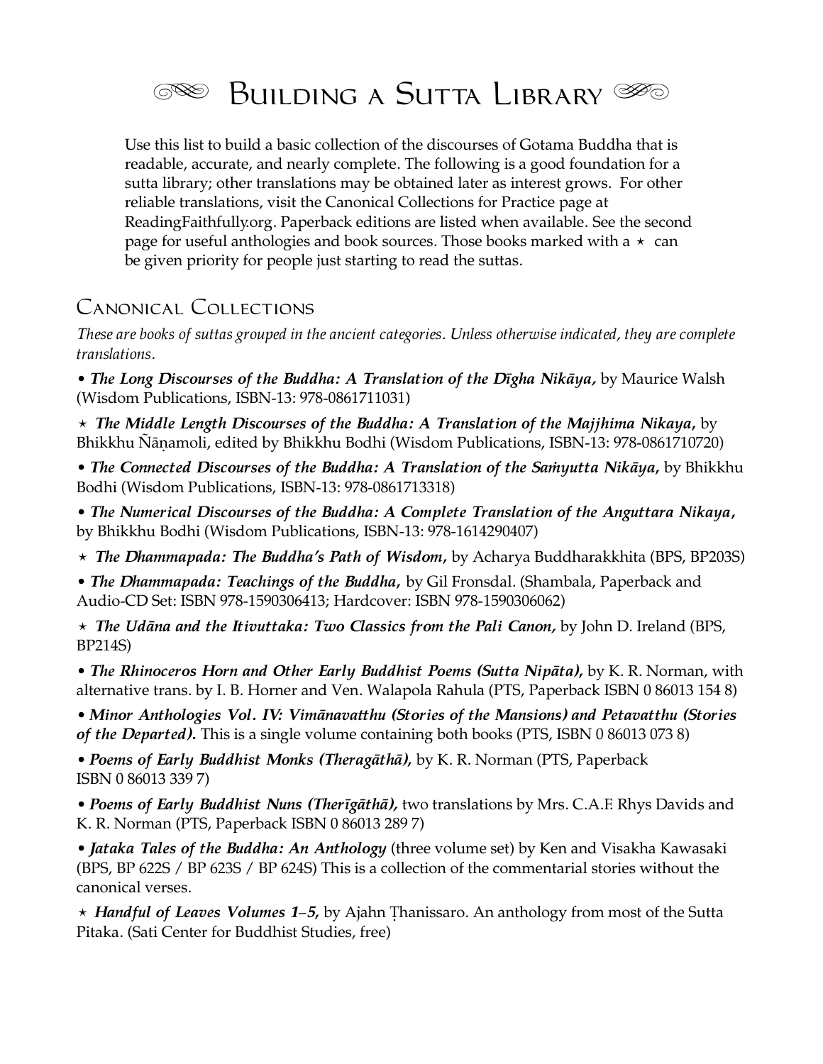# Building a Sutta Library

Use this list to build a basic collection of the discourses of Gotama Buddha that is readable, accurate, and nearly complete. The following is a good foundation for a sutta library; other translations may be obtained later as interest grows. For other reliable translations, visit the Canonical Collections for Practice page at ReadingFaithfully.org. Paperback editions are listed when available. See the second page for useful anthologies and book sources. Those books marked with a ⋆ can be given priority for people just starting to read the suttas.

## Canonical Collections

*These are books of suttas grouped in the ancient categories. Unless otherwise indicated, they are complete translations.*

• ***The Long Discourses of the Buddha: A Translation of the Dīgha Nikāya,*** by Maurice Walsh (Wisdom Publications, ISBN-13: 978-0861711031)

⋆ ***The Middle Length Discourses of the Buddha: A Translation of the Majjhima Nikaya,*** by Bhikkhu Ñāṇamoli, edited by Bhikkhu Bodhi (Wisdom Publications, ISBN-13: 978-0861710720)

• ***The Connected Discourses of the Buddha: A Translation of the Saṁyutta Nikāya,*** by Bhikkhu Bodhi (Wisdom Publications, ISBN-13: 978-0861713318)

• ***The Numerical Discourses of the Buddha: A Complete Translation of the Anguttara Nikaya,*** by Bhikkhu Bodhi (Wisdom Publications, ISBN-13: 978-1614290407)

⋆ ***The Dhammapada: The Buddha's Path of Wisdom,*** by Acharya Buddharakkhita (BPS, BP203S)

• ***The Dhammapada: Teachings of the Buddha,*** by Gil Fronsdal. (Shambala, Paperback and Audio-CD Set: ISBN 978-1590306413; Hardcover: ISBN 978-1590306062)

⋆ ***The Udāna and the Itivuttaka: Two Classics from the Pali Canon,*** by John D. Ireland (BPS, BP214S)

• ***The Rhinoceros Horn and Other Early Buddhist Poems (Sutta Nipāta),*** by K. R. Norman, with alternative trans. by I. B. Horner and Ven. Walapola Rahula (PTS, Paperback ISBN 0 86013 154 8)

• ***Minor Anthologies Vol. IV: Vimānavatthu (Stories of the Mansions) and Petavatthu (Stories of the Departed).*** This is a single volume containing both books (PTS, ISBN 0 86013 073 8)

• ***Poems of Early Buddhist Monks (Theragāthā),*** by K. R. Norman (PTS, Paperback ISBN 0 86013 339 7)

• ***Poems of Early Buddhist Nuns (Therīgāthā),*** two translations by Mrs. C.A.F. Rhys Davids and K. R. Norman (PTS, Paperback ISBN 0 86013 289 7)

• ***Jataka Tales of the Buddha: An Anthology*** (three volume set) by Ken and Visakha Kawasaki (BPS, BP 622S / BP 623S / BP 624S) This is a collection of the commentarial stories without the canonical verses.

⋆ ***Handful of Leaves Volumes 1–5,*** by Ajahn Ṭhanissaro. An anthology from most of the Sutta Pitaka. (Sati Center for Buddhist Studies, free)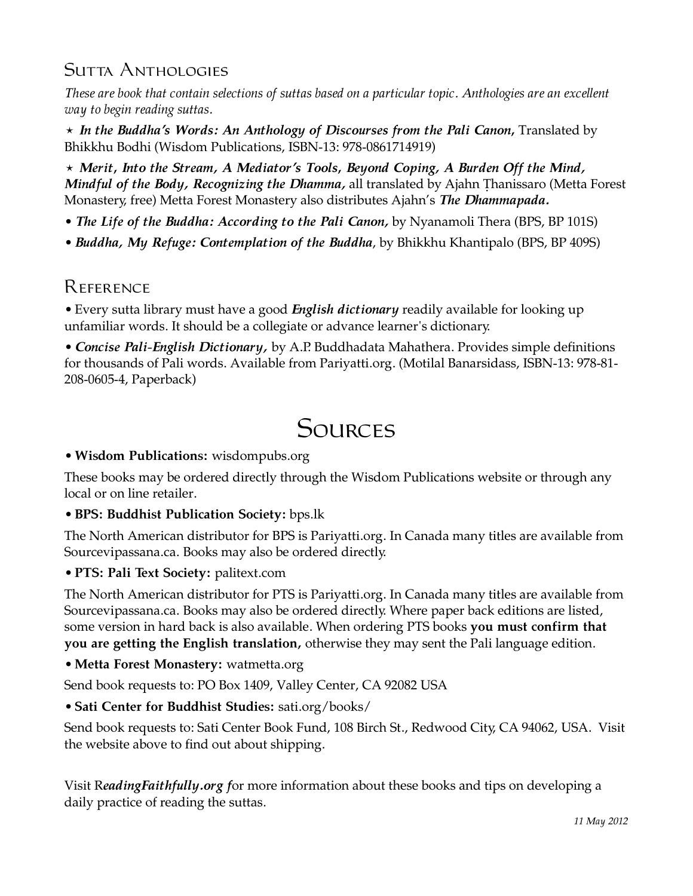## Sutta Anthologies

*These are book that contain selections of suttas based on a particular topic. Anthologies are an excellent way to begin reading suttas.*

⋆ ***In the Buddha's Words: An Anthology of Discourses from the Pali Canon,*** Translated by Bhikkhu Bodhi (Wisdom Publications, ISBN-13: 978-0861714919)

⋆ ***Merit, Into the Stream, A Mediator's Tools, Beyond Coping, A Burden Off the Mind, Mindful of the Body, Recognizing the Dhamma,*** all translated by Ajahn Ṭhanissaro (Metta Forest Monastery, free) Metta Forest Monastery also distributes Ajahn's ***The Dhammapada.***

- ***The Life of the Buddha: According to the Pali Canon,*** by Nyanamoli Thera (BPS, BP 101S)
- ***Buddha, My Refuge: Contemplation of the Buddha***, by Bhikkhu Khantipalo (BPS, BP 409S)

## Reference

- Every sutta library must have a good ***English dictionary*** readily available for looking up unfamiliar words. It should be a collegiate or advance learner's dictionary.
- ***Concise Pali-English Dictionary,*** by A.P. Buddhadata Mahathera. Provides simple definitions for thousands of Pali words. Available from Pariyatti.org. (Motilal Banarsidass, ISBN-13: 978-81-208-0605-4, Paperback)

# Sources

- **Wisdom Publications:** wisdompubs.org

These books may be ordered directly through the Wisdom Publications website or through any local or on line retailer.

- **BPS: Buddhist Publication Society:** bps.lk

The North American distributor for BPS is Pariyatti.org. In Canada many titles are available from Sourcevipassana.ca. Books may also be ordered directly.

- **PTS: Pali Text Society:** palitext.com

The North American distributor for PTS is Pariyatti.org. In Canada many titles are available from Sourcevipassana.ca. Books may also be ordered directly. Where paper back editions are listed, some version in hard back is also available. When ordering PTS books **you must confirm that you are getting the English translation,** otherwise they may sent the Pali language edition.

- **Metta Forest Monastery:** watmetta.org

Send book requests to: PO Box 1409, Valley Center, CA 92082 USA

- **Sati Center for Buddhist Studies:** sati.org/books/

Send book requests to: Sati Center Book Fund, 108 Birch St., Redwood City, CA 94062, USA. Visit the website above to find out about shipping.

Visit R*eadingFaithfully.org f*or more information about these books and tips on developing a daily practice of reading the suttas.

*11 May 2012*